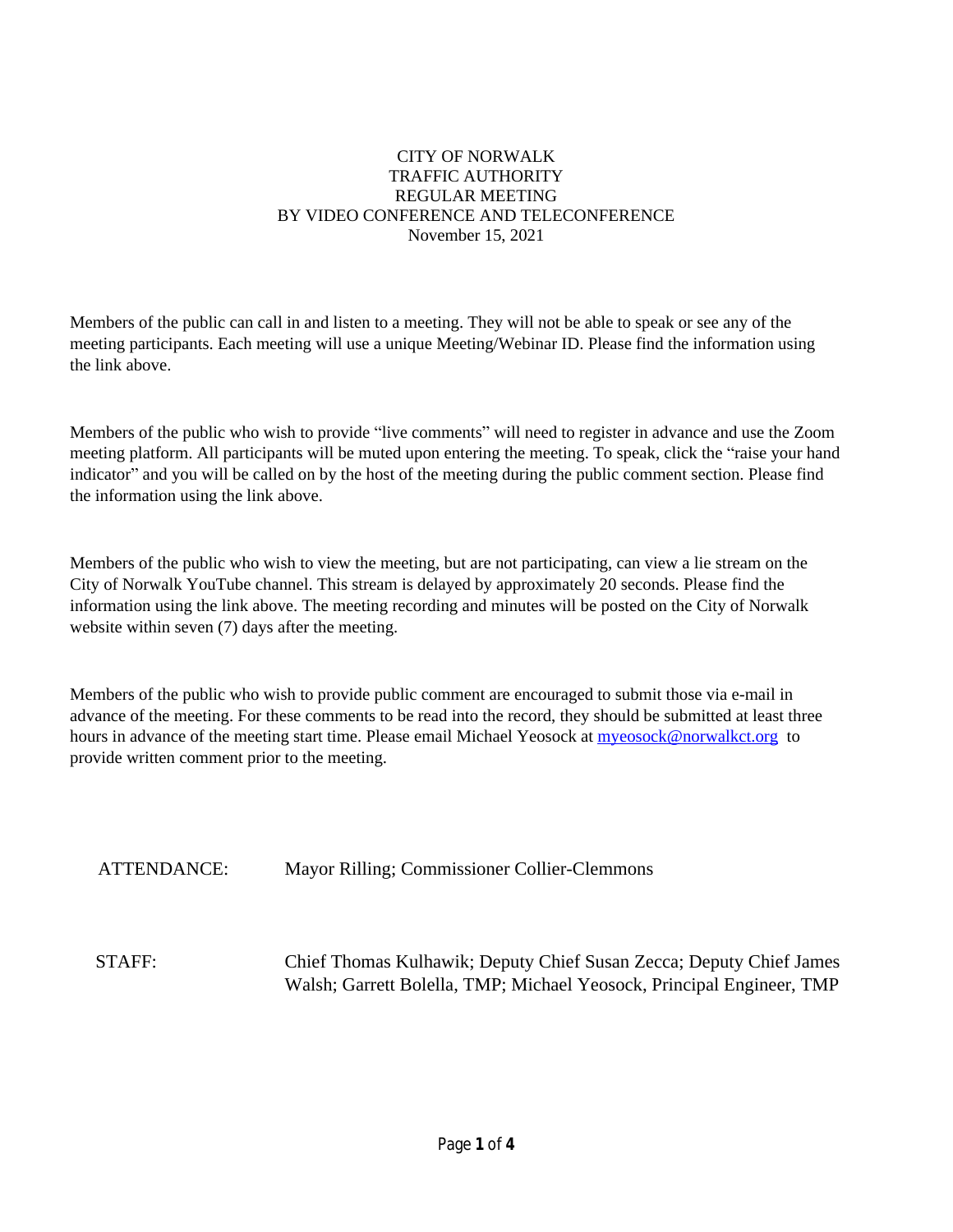# CITY OF NORWALK
## TRAFFIC AUTHORITY
## REGULAR MEETING
## BY VIDEO CONFERENCE AND TELECONFERENCE
### November 15, 2021

Members of the public can call in and listen to a meeting. They will not be able to speak or see any of the meeting participants. Each meeting will use a unique Meeting/Webinar ID. Please find the information using the link above.

Members of the public who wish to provide "live comments" will need to register in advance and use the Zoom meeting platform. All participants will be muted upon entering the meeting. To speak, click the "raise your hand indicator" and you will be called on by the host of the meeting during the public comment section. Please find the information using the link above.

Members of the public who wish to view the meeting, but are not participating, can view a lie stream on the City of Norwalk YouTube channel. This stream is delayed by approximately 20 seconds. Please find the information using the link above. The meeting recording and minutes will be posted on the City of Norwalk website within seven (7) days after the meeting.

Members of the public who wish to provide public comment are encouraged to submit those via e-mail in advance of the meeting. For these comments to be read into the record, they should be submitted at least three hours in advance of the meeting start time. Please email Michael Yeosock at myeosock@norwalkct.org to provide written comment prior to the meeting.

ATTENDANCE: Mayor Rilling; Commissioner Collier-Clemmons

STAFF: Chief Thomas Kulhawik; Deputy Chief Susan Zecca; Deputy Chief James Walsh; Garrett Bolella, TMP; Michael Yeosock, Principal Engineer, TMP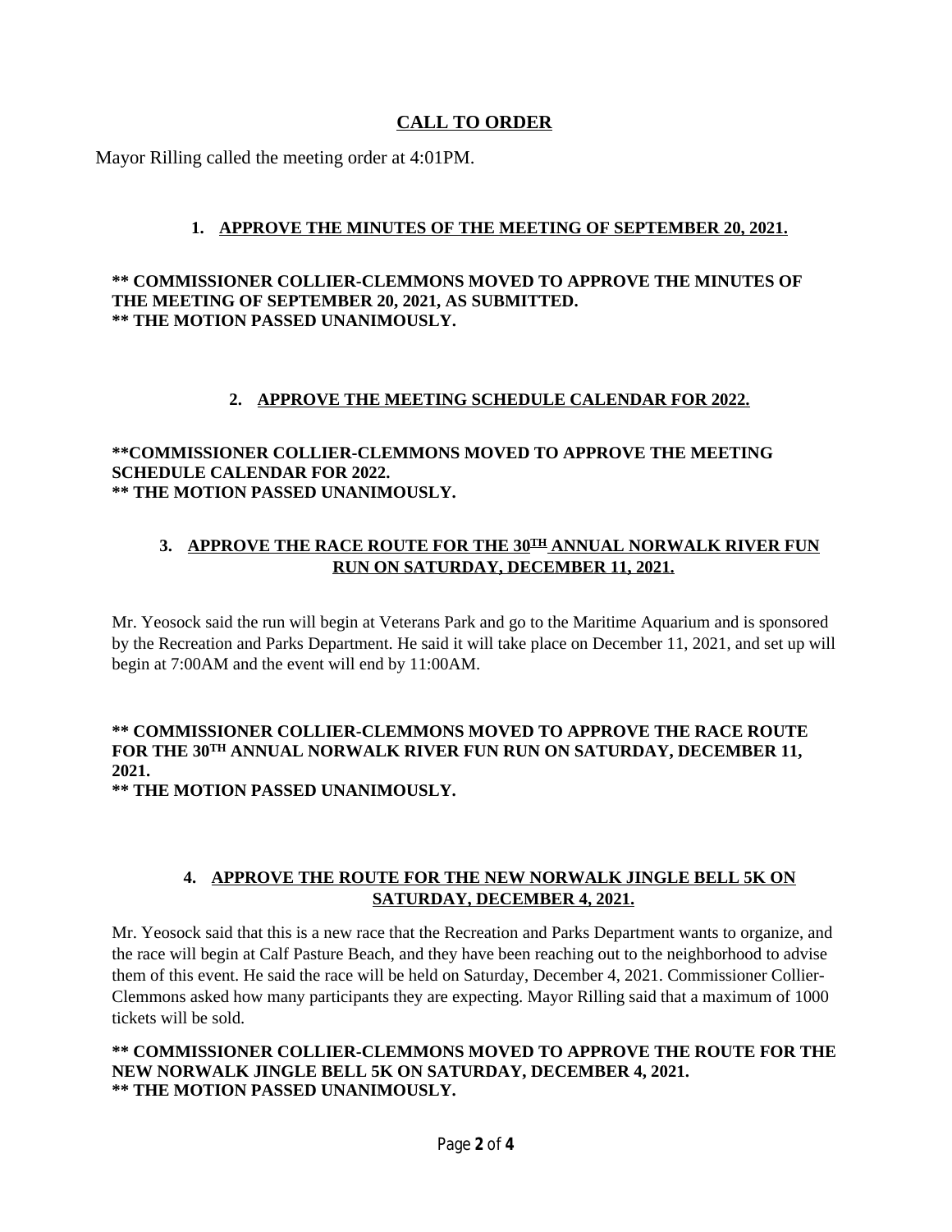## CALL TO ORDER

Mayor Rilling called the meeting order at 4:01PM.

### 1. APPROVE THE MINUTES OF THE MEETING OF SEPTEMBER 20, 2021.

**\*\* COMMISSIONER COLLIER-CLEMMONS MOVED TO APPROVE THE MINUTES OF THE MEETING OF SEPTEMBER 20, 2021, AS SUBMITTED.**
**\*\* THE MOTION PASSED UNANIMOUSLY.**

### 2. APPROVE THE MEETING SCHEDULE CALENDAR FOR 2022.

**\*\*COMMISSIONER COLLIER-CLEMMONS MOVED TO APPROVE THE MEETING SCHEDULE CALENDAR FOR 2022.**
**\*\* THE MOTION PASSED UNANIMOUSLY.**

### 3. APPROVE THE RACE ROUTE FOR THE 30TH ANNUAL NORWALK RIVER FUN RUN ON SATURDAY, DECEMBER 11, 2021.

Mr. Yeosock said the run will begin at Veterans Park and go to the Maritime Aquarium and is sponsored by the Recreation and Parks Department. He said it will take place on December 11, 2021, and set up will begin at 7:00AM and the event will end by 11:00AM.

**\*\* COMMISSIONER COLLIER-CLEMMONS MOVED TO APPROVE THE RACE ROUTE FOR THE 30TH ANNUAL NORWALK RIVER FUN RUN ON SATURDAY, DECEMBER 11, 2021.**
**\*\* THE MOTION PASSED UNANIMOUSLY.**

### 4. APPROVE THE ROUTE FOR THE NEW NORWALK JINGLE BELL 5K ON SATURDAY, DECEMBER 4, 2021.

Mr. Yeosock said that this is a new race that the Recreation and Parks Department wants to organize, and the race will begin at Calf Pasture Beach, and they have been reaching out to the neighborhood to advise them of this event. He said the race will be held on Saturday, December 4, 2021. Commissioner Collier-Clemmons asked how many participants they are expecting. Mayor Rilling said that a maximum of 1000 tickets will be sold.

**\*\* COMMISSIONER COLLIER-CLEMMONS MOVED TO APPROVE THE ROUTE FOR THE NEW NORWALK JINGLE BELL 5K ON SATURDAY, DECEMBER 4, 2021.**
**\*\* THE MOTION PASSED UNANIMOUSLY.**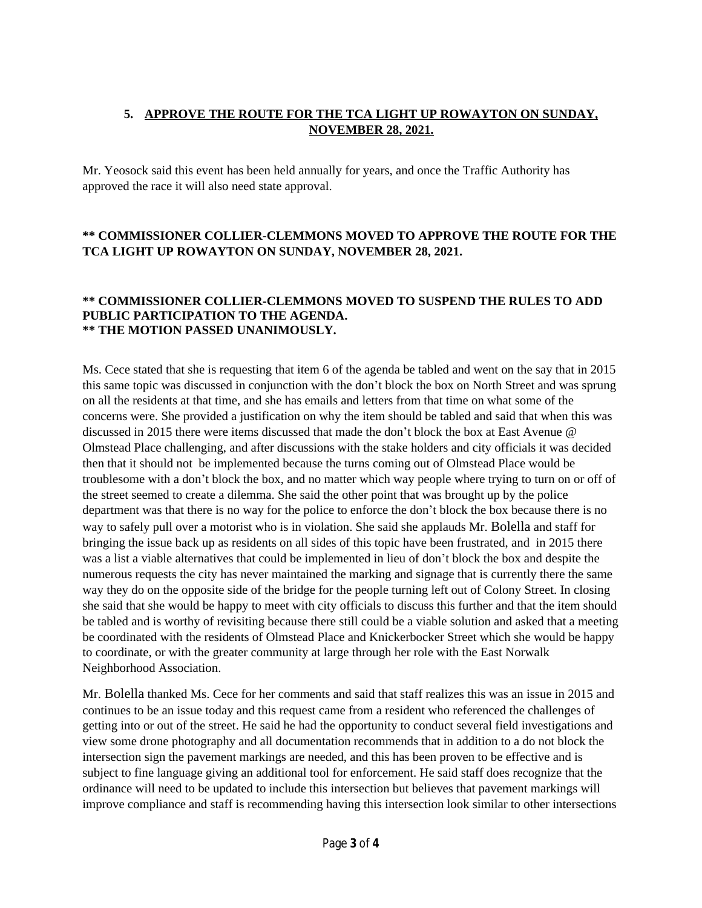## 5. APPROVE THE ROUTE FOR THE TCA LIGHT UP ROWAYTON ON SUNDAY, NOVEMBER 28, 2021.

Mr. Yeosock said this event has been held annually for years, and once the Traffic Authority has approved the race it will also need state approval.

**** COMMISSIONER COLLIER-CLEMMONS MOVED TO APPROVE THE ROUTE FOR THE TCA LIGHT UP ROWAYTON ON SUNDAY, NOVEMBER 28, 2021.**

**** COMMISSIONER COLLIER-CLEMMONS MOVED TO SUSPEND THE RULES TO ADD PUBLIC PARTICIPATION TO THE AGENDA.**
**** THE MOTION PASSED UNANIMOUSLY.**

Ms. Cece stated that she is requesting that item 6 of the agenda be tabled and went on the say that in 2015 this same topic was discussed in conjunction with the don't block the box on North Street and was sprung on all the residents at that time, and she has emails and letters from that time on what some of the concerns were. She provided a justification on why the item should be tabled and said that when this was discussed in 2015 there were items discussed that made the don't block the box at East Avenue @ Olmstead Place challenging, and after discussions with the stake holders and city officials it was decided then that it should not be implemented because the turns coming out of Olmstead Place would be troublesome with a don't block the box, and no matter which way people where trying to turn on or off of the street seemed to create a dilemma. She said the other point that was brought up by the police department was that there is no way for the police to enforce the don't block the box because there is no way to safely pull over a motorist who is in violation. She said she applauds Mr. Bolella and staff for bringing the issue back up as residents on all sides of this topic have been frustrated, and in 2015 there was a list a viable alternatives that could be implemented in lieu of don't block the box and despite the numerous requests the city has never maintained the marking and signage that is currently there the same way they do on the opposite side of the bridge for the people turning left out of Colony Street. In closing she said that she would be happy to meet with city officials to discuss this further and that the item should be tabled and is worthy of revisiting because there still could be a viable solution and asked that a meeting be coordinated with the residents of Olmstead Place and Knickerbocker Street which she would be happy to coordinate, or with the greater community at large through her role with the East Norwalk Neighborhood Association.

Mr. Bolella thanked Ms. Cece for her comments and said that staff realizes this was an issue in 2015 and continues to be an issue today and this request came from a resident who referenced the challenges of getting into or out of the street. He said he had the opportunity to conduct several field investigations and view some drone photography and all documentation recommends that in addition to a do not block the intersection sign the pavement markings are needed, and this has been proven to be effective and is subject to fine language giving an additional tool for enforcement. He said staff does recognize that the ordinance will need to be updated to include this intersection but believes that pavement markings will improve compliance and staff is recommending having this intersection look similar to other intersections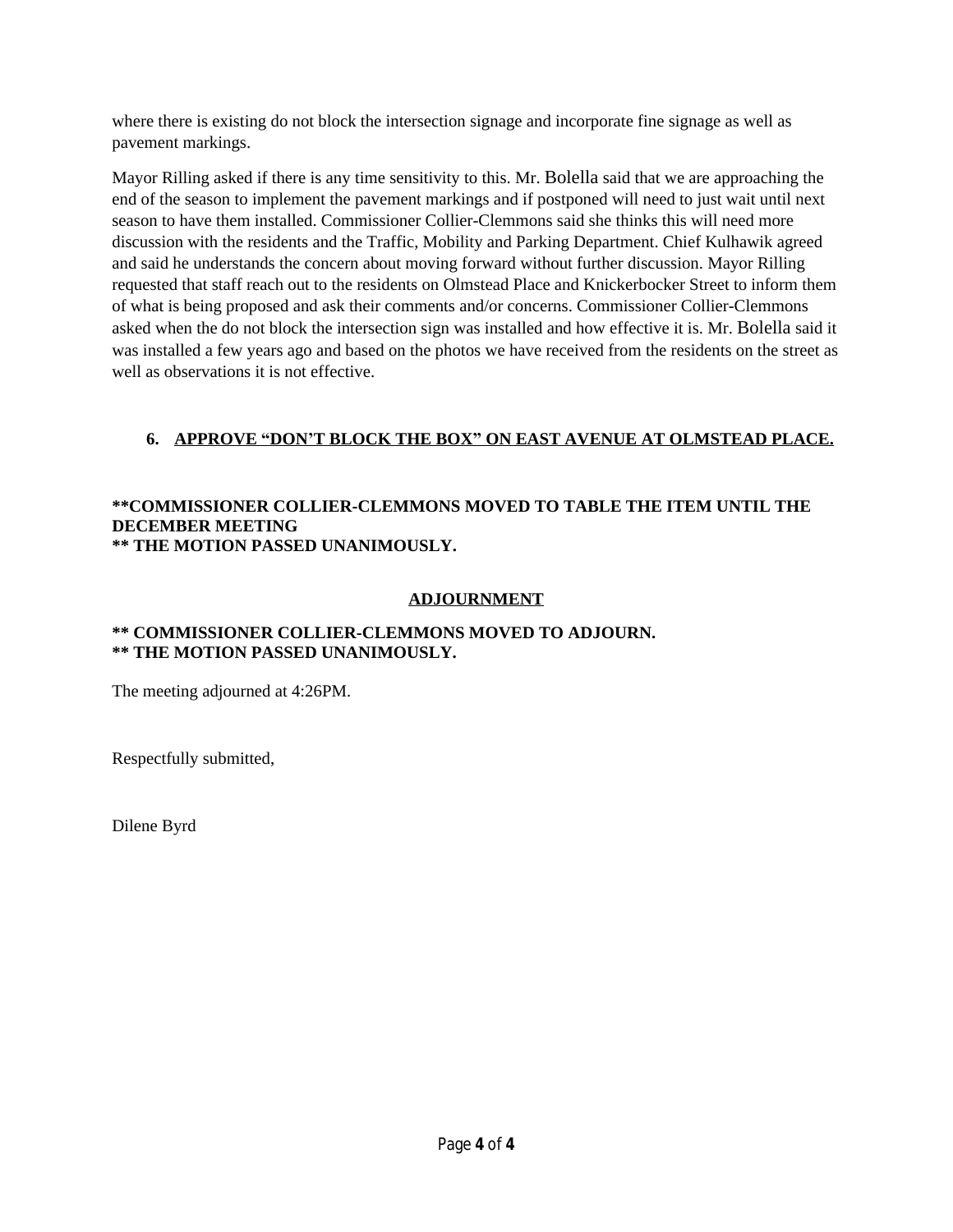where there is existing do not block the intersection signage and incorporate fine signage as well as pavement markings.

Mayor Rilling asked if there is any time sensitivity to this. Mr. Bolella said that we are approaching the end of the season to implement the pavement markings and if postponed will need to just wait until next season to have them installed. Commissioner Collier-Clemmons said she thinks this will need more discussion with the residents and the Traffic, Mobility and Parking Department. Chief Kulhawik agreed and said he understands the concern about moving forward without further discussion. Mayor Rilling requested that staff reach out to the residents on Olmstead Place and Knickerbocker Street to inform them of what is being proposed and ask their comments and/or concerns. Commissioner Collier-Clemmons asked when the do not block the intersection sign was installed and how effective it is. Mr. Bolella said it was installed a few years ago and based on the photos we have received from the residents on the street as well as observations it is not effective.

6. **APPROVE "DON'T BLOCK THE BOX" ON EAST AVENUE AT OLMSTEAD PLACE.**

**\*\*COMMISSIONER COLLIER-CLEMMONS MOVED TO TABLE THE ITEM UNTIL THE DECEMBER MEETING**
**\*\* THE MOTION PASSED UNANIMOUSLY.**

## ADJOURNMENT

**\*\* COMMISSIONER COLLIER-CLEMMONS MOVED TO ADJOURN.**
**\*\* THE MOTION PASSED UNANIMOUSLY.**

The meeting adjourned at 4:26PM.

Respectfully submitted,

Dilene Byrd